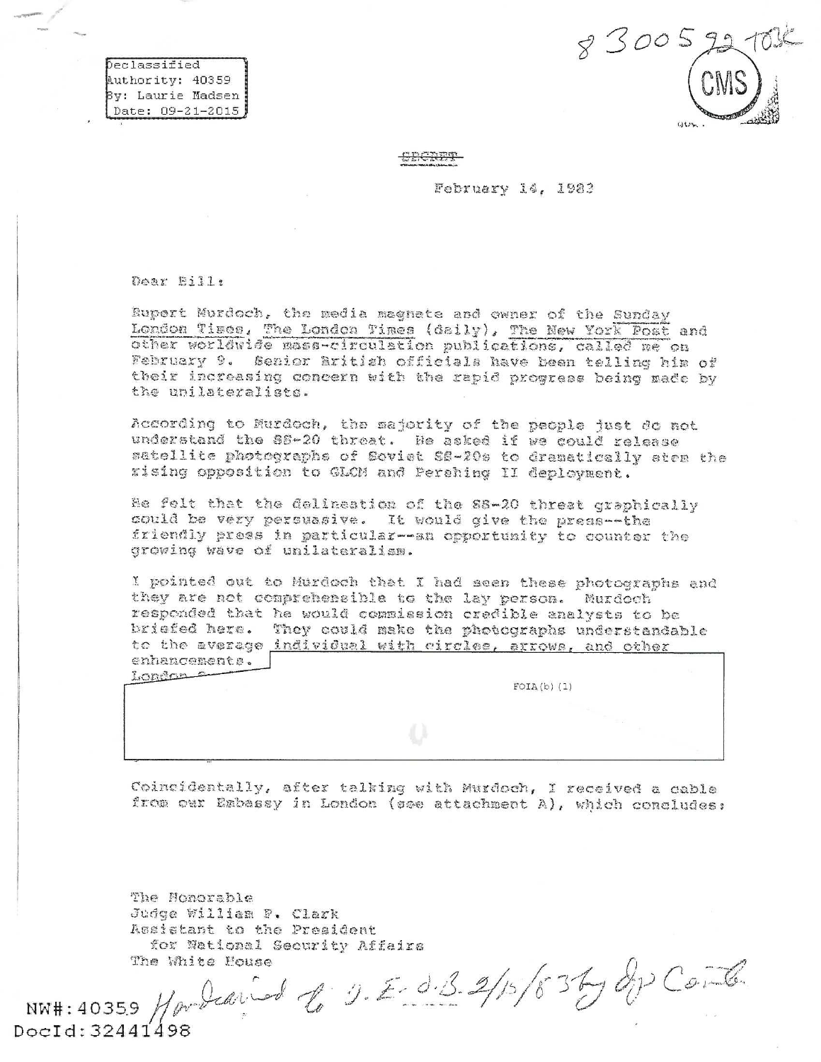Declassified
Authority: 40359
By: Laurie Madsen
Date: 09-21-2015

830059 92 TO3C

CMS

~~SECRET~~

February 14, 1983

Dear Bill:

Rupert Murdoch, the media magnate and owner of the Sunday London Times, The London Times (daily), The New York Post and other worldwide mass-circulation publications, called me on February 9. Senior British officials have been telling him of their increasing concern with the rapid progress being made by the unilateralists.

According to Murdoch, the majority of the people just do not understand the SS-20 threat. He asked if we could release satellite photographs of Soviet SS-20s to dramatically stem the rising opposition to GLCM and Pershing II deployment.

He felt that the delineation of the SS-20 threat graphically could be very persuasive. It would give the press--the friendly press in particular--an opportunity to counter the growing wave of unilateralism.

I pointed out to Murdoch that I had seen these photographs and they are not comprehensible to the lay person. Murdoch responded that he would commission credible analysts to be briefed here. They could make the photographs understandable to the average individual with circles, arrows, and other enhancements.

London ...

FOIA(b)(1)

Coincidentally, after talking with Murdoch, I received a cable from our Embassy in London (see attachment A), which concludes:

The Honorable
Judge William P. Clark
Assistant to the President
for National Security Affairs
The White House

Handcarried to J.E. 2/15/83 by Dep Corr.

NW#:40359
DocId:32441498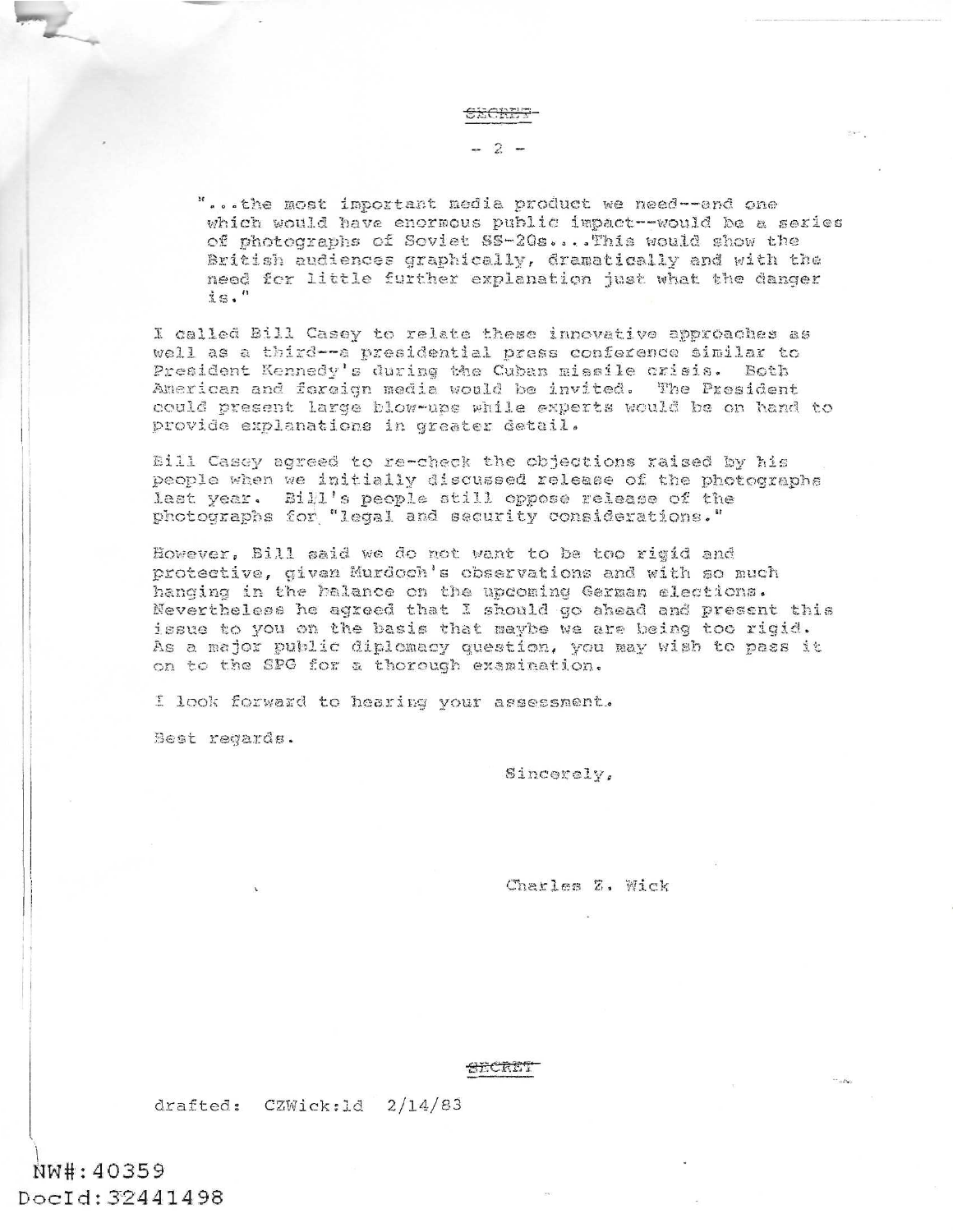SECRET

"...the most important media product we need--and one which would have enormous public impact--would be a series of photographs of Soviet SS-20s....This would show the British audiences graphically, dramatically and with the need for little further explanation just what the danger is."

I called Bill Casey to relate these innovative approaches as well as a third--a presidential press conference similar to President Kennedy's during the Cuban missile crisis. Both American and foreign media would be invited. The President could present large blow-ups while experts would be on hand to provide explanations in greater detail.

Bill Casey agreed to re-check the objections raised by his people when we initially discussed release of the photographs last year. Bill's people still oppose release of the photographs for "legal and security considerations."

However, Bill said we do not want to be too rigid and protective, given Murdoch's observations and with so much hanging in the balance on the upcoming German elections. Nevertheless he agreed that I should go ahead and present this issue to you on the basis that maybe we are being too rigid. As a major public diplomacy question, you may wish to pass it on to the SPG for a thorough examination.

I look forward to hearing your assessment.

Best regards.

Sincerely,

Charles Z. Wick

SECRET

drafted: CZWick:ld 2/14/83

NW#:40359
DocId:32441498